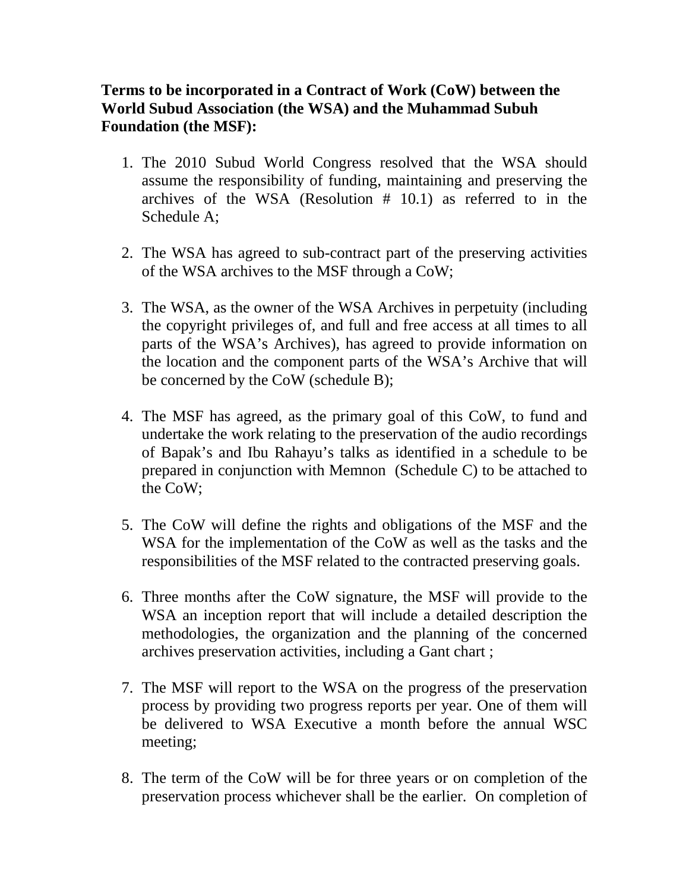**Terms to be incorporated in a Contract of Work (CoW) between the World Subud Association (the WSA) and the Muhammad Subuh Foundation (the MSF):**

1. The 2010 Subud World Congress resolved that the WSA should assume the responsibility of funding, maintaining and preserving the archives of the WSA (Resolution # 10.1) as referred to in the Schedule A;

2. The WSA has agreed to sub-contract part of the preserving activities of the WSA archives to the MSF through a CoW;

3. The WSA, as the owner of the WSA Archives in perpetuity (including the copyright privileges of, and full and free access at all times to all parts of the WSA's Archives), has agreed to provide information on the location and the component parts of the WSA's Archive that will be concerned by the CoW (schedule B);

4. The MSF has agreed, as the primary goal of this CoW, to fund and undertake the work relating to the preservation of the audio recordings of Bapak's and Ibu Rahayu's talks as identified in a schedule to be prepared in conjunction with Memnon (Schedule C) to be attached to the CoW;

5. The CoW will define the rights and obligations of the MSF and the WSA for the implementation of the CoW as well as the tasks and the responsibilities of the MSF related to the contracted preserving goals.

6. Three months after the CoW signature, the MSF will provide to the WSA an inception report that will include a detailed description the methodologies, the organization and the planning of the concerned archives preservation activities, including a Gant chart ;

7. The MSF will report to the WSA on the progress of the preservation process by providing two progress reports per year. One of them will be delivered to WSA Executive a month before the annual WSC meeting;

8. The term of the CoW will be for three years or on completion of the preservation process whichever shall be the earlier. On completion of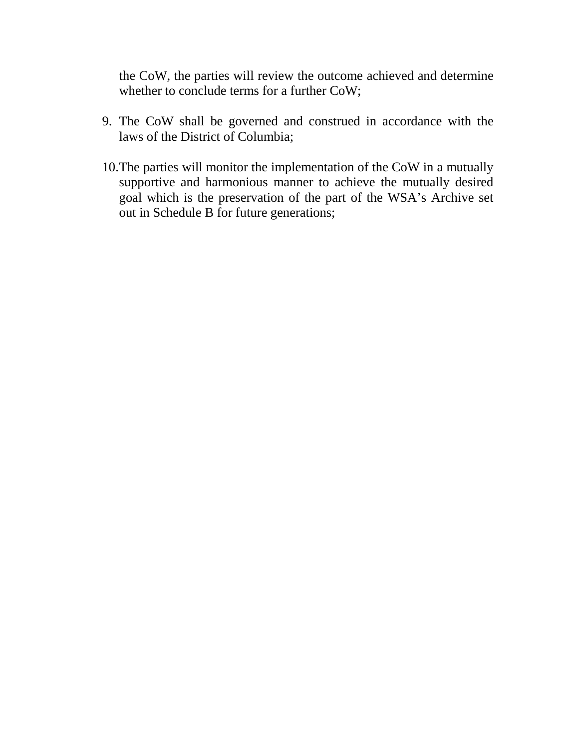the CoW, the parties will review the outcome achieved and determine whether to conclude terms for a further CoW;

9. The CoW shall be governed and construed in accordance with the laws of the District of Columbia;

10. The parties will monitor the implementation of the CoW in a mutually supportive and harmonious manner to achieve the mutually desired goal which is the preservation of the part of the WSA's Archive set out in Schedule B for future generations;